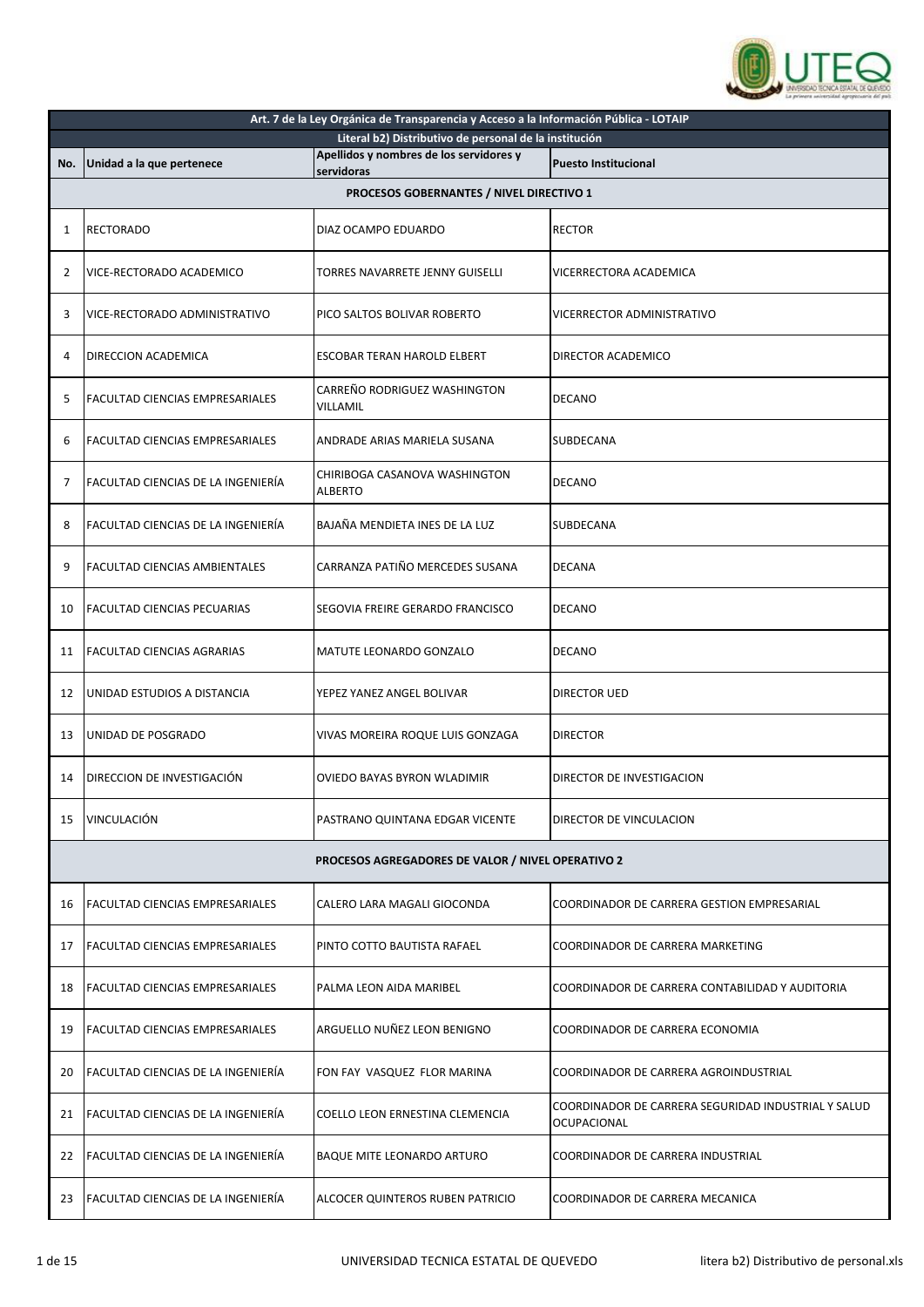| Art. 7 de la Ley Orgánica de Transparencia y Acceso a la Información Pública - LOTAIP | | | |
|---|---|---|---|
| **Literal b2) Distributivo de personal de la institución** | | | |
| **No.** | **Unidad a la que pertenece** | **Apellidos y nombres de los servidores y servidoras** | **Puesto Institucional** |
| **PROCESOS GOBERNANTES / NIVEL DIRECTIVO 1** | | | |
| 1 | RECTORADO | DIAZ OCAMPO EDUARDO | RECTOR |
| 2 | VICE-RECTORADO ACADEMICO | TORRES NAVARRETE JENNY GUISELLI | VICERRECTORA ACADEMICA |
| 3 | VICE-RECTORADO ADMINISTRATIVO | PICO SALTOS BOLIVAR ROBERTO | VICERRECTOR ADMINISTRATIVO |
| 4 | DIRECCION ACADEMICA | ESCOBAR TERAN HAROLD ELBERT | DIRECTOR ACADEMICO |
| 5 | FACULTAD CIENCIAS EMPRESARIALES | CARREÑO RODRIGUEZ WASHINGTON VILLAMIL | DECANO |
| 6 | FACULTAD CIENCIAS EMPRESARIALES | ANDRADE ARIAS MARIELA SUSANA | SUBDECANA |
| 7 | FACULTAD CIENCIAS DE LA INGENIERÍA | CHIRIBOGA CASANOVA WASHINGTON ALBERTO | DECANO |
| 8 | FACULTAD CIENCIAS DE LA INGENIERÍA | BAJAÑA MENDIETA INES DE LA LUZ | SUBDECANA |
| 9 | FACULTAD CIENCIAS AMBIENTALES | CARRANZA PATIÑO MERCEDES SUSANA | DECANA |
| 10 | FACULTAD CIENCIAS PECUARIAS | SEGOVIA FREIRE GERARDO FRANCISCO | DECANO |
| 11 | FACULTAD CIENCIAS AGRARIAS | MATUTE LEONARDO GONZALO | DECANO |
| 12 | UNIDAD ESTUDIOS A DISTANCIA | YEPEZ YANEZ ANGEL BOLIVAR | DIRECTOR UED |
| 13 | UNIDAD DE POSGRADO | VIVAS MOREIRA ROQUE LUIS GONZAGA | DIRECTOR |
| 14 | DIRECCION DE INVESTIGACIÓN | OVIEDO BAYAS BYRON WLADIMIR | DIRECTOR DE INVESTIGACION |
| 15 | VINCULACIÓN | PASTRANO QUINTANA EDGAR VICENTE | DIRECTOR DE VINCULACION |
| **PROCESOS AGREGADORES DE VALOR / NIVEL OPERATIVO 2** | | | |
| 16 | FACULTAD CIENCIAS EMPRESARIALES | CALERO LARA MAGALI GIOCONDA | COORDINADOR DE CARRERA GESTION EMPRESARIAL |
| 17 | FACULTAD CIENCIAS EMPRESARIALES | PINTO COTTO BAUTISTA RAFAEL | COORDINADOR DE CARRERA MARKETING |
| 18 | FACULTAD CIENCIAS EMPRESARIALES | PALMA LEON AIDA MARIBEL | COORDINADOR DE CARRERA CONTABILIDAD Y AUDITORIA |
| 19 | FACULTAD CIENCIAS EMPRESARIALES | ARGUELLO NUÑEZ LEON BENIGNO | COORDINADOR DE CARRERA ECONOMIA |
| 20 | FACULTAD CIENCIAS DE LA INGENIERÍA | FON FAY VASQUEZ FLOR MARINA | COORDINADOR DE CARRERA AGROINDUSTRIAL |
| 21 | FACULTAD CIENCIAS DE LA INGENIERÍA | COELLO LEON ERNESTINA CLEMENCIA | COORDINADOR DE CARRERA SEGURIDAD INDUSTRIAL Y SALUD OCUPACIONAL |
| 22 | FACULTAD CIENCIAS DE LA INGENIERÍA | BAQUE MITE LEONARDO ARTURO | COORDINADOR DE CARRERA INDUSTRIAL |
| 23 | FACULTAD CIENCIAS DE LA INGENIERÍA | ALCOCER QUINTEROS RUBEN PATRICIO | COORDINADOR DE CARRERA MECANICA |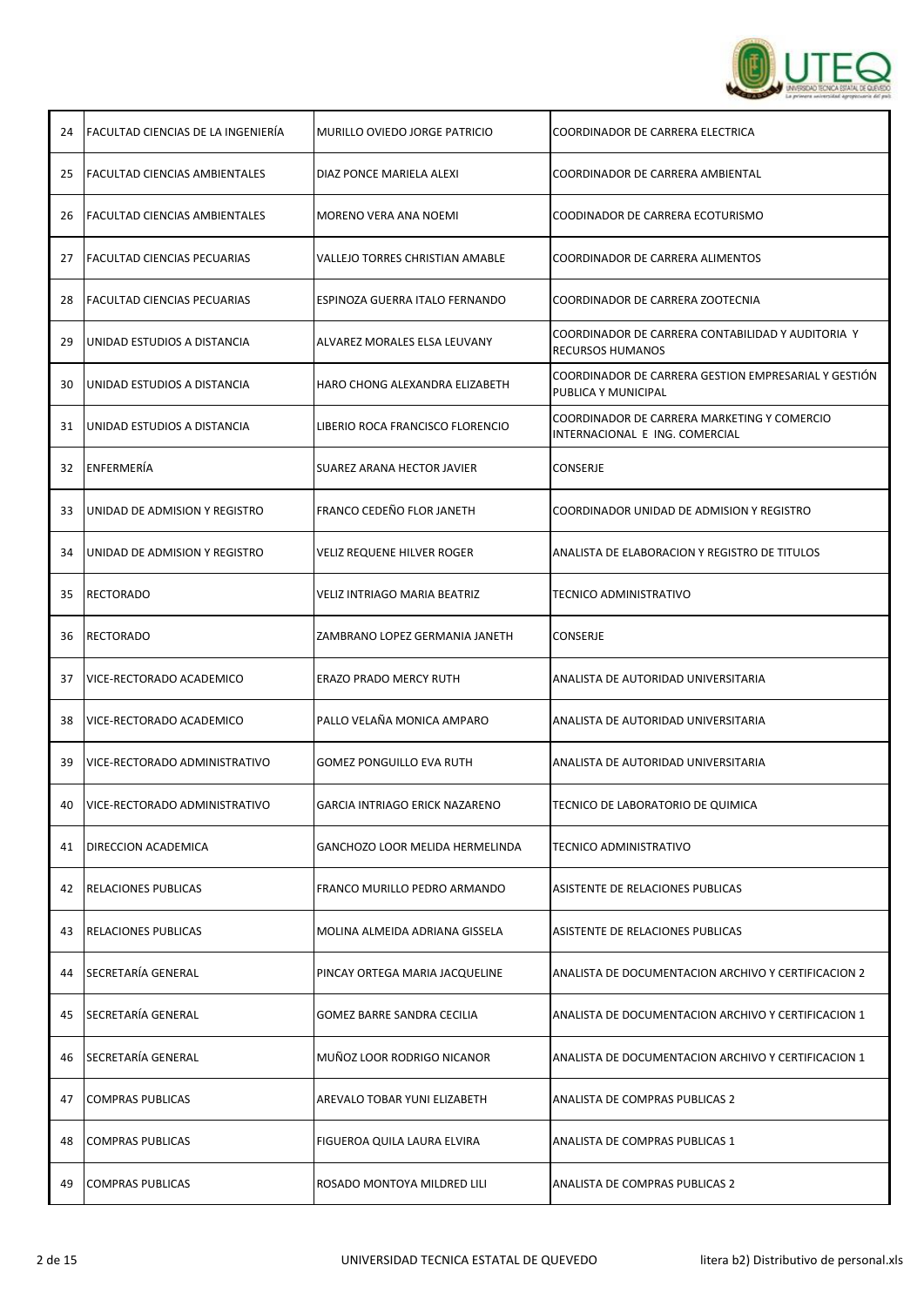| | | | |
|---|---|---|---|
| 24 | FACULTAD CIENCIAS DE LA INGENIERÍA | MURILLO OVIEDO JORGE PATRICIO | COORDINADOR DE CARRERA ELECTRICA |
| 25 | FACULTAD CIENCIAS AMBIENTALES | DIAZ PONCE MARIELA ALEXI | COORDINADOR DE CARRERA AMBIENTAL |
| 26 | FACULTAD CIENCIAS AMBIENTALES | MORENO VERA ANA NOEMI | COODINADOR DE CARRERA ECOTURISMO |
| 27 | FACULTAD CIENCIAS PECUARIAS | VALLEJO TORRES CHRISTIAN AMABLE | COORDINADOR DE CARRERA ALIMENTOS |
| 28 | FACULTAD CIENCIAS PECUARIAS | ESPINOZA GUERRA ITALO FERNANDO | COORDINADOR DE CARRERA ZOOTECNIA |
| 29 | UNIDAD ESTUDIOS A DISTANCIA | ALVAREZ MORALES ELSA LEUVANY | COORDINADOR DE CARRERA CONTABILIDAD Y AUDITORIA Y RECURSOS HUMANOS |
| 30 | UNIDAD ESTUDIOS A DISTANCIA | HARO CHONG ALEXANDRA ELIZABETH | COORDINADOR DE CARRERA GESTION EMPRESARIAL Y GESTIÓN PUBLICA Y MUNICIPAL |
| 31 | UNIDAD ESTUDIOS A DISTANCIA | LIBERIO ROCA FRANCISCO FLORENCIO | COORDINADOR DE CARRERA MARKETING Y COMERCIO INTERNACIONAL E ING. COMERCIAL |
| 32 | ENFERMERÍA | SUAREZ ARANA HECTOR JAVIER | CONSERJE |
| 33 | UNIDAD DE ADMISION Y REGISTRO | FRANCO CEDEÑO FLOR JANETH | COORDINADOR UNIDAD DE ADMISION Y REGISTRO |
| 34 | UNIDAD DE ADMISION Y REGISTRO | VELIZ REQUENE HILVER ROGER | ANALISTA DE ELABORACION Y REGISTRO DE TITULOS |
| 35 | RECTORADO | VELIZ INTRIAGO MARIA BEATRIZ | TECNICO ADMINISTRATIVO |
| 36 | RECTORADO | ZAMBRANO LOPEZ GERMANIA JANETH | CONSERJE |
| 37 | VICE-RECTORADO ACADEMICO | ERAZO PRADO MERCY RUTH | ANALISTA DE AUTORIDAD UNIVERSITARIA |
| 38 | VICE-RECTORADO ACADEMICO | PALLO VELAÑA MONICA AMPARO | ANALISTA DE AUTORIDAD UNIVERSITARIA |
| 39 | VICE-RECTORADO ADMINISTRATIVO | GOMEZ PONGUILLO EVA RUTH | ANALISTA DE AUTORIDAD UNIVERSITARIA |
| 40 | VICE-RECTORADO ADMINISTRATIVO | GARCIA INTRIAGO ERICK NAZARENO | TECNICO DE LABORATORIO DE QUIMICA |
| 41 | DIRECCION ACADEMICA | GANCHOZO LOOR MELIDA HERMELINDA | TECNICO ADMINISTRATIVO |
| 42 | RELACIONES PUBLICAS | FRANCO MURILLO PEDRO ARMANDO | ASISTENTE DE RELACIONES PUBLICAS |
| 43 | RELACIONES PUBLICAS | MOLINA ALMEIDA ADRIANA GISSELA | ASISTENTE DE RELACIONES PUBLICAS |
| 44 | SECRETARÍA GENERAL | PINCAY ORTEGA MARIA JACQUELINE | ANALISTA DE DOCUMENTACION ARCHIVO Y CERTIFICACION 2 |
| 45 | SECRETARÍA GENERAL | GOMEZ BARRE SANDRA CECILIA | ANALISTA DE DOCUMENTACION ARCHIVO Y CERTIFICACION 1 |
| 46 | SECRETARÍA GENERAL | MUÑOZ LOOR RODRIGO NICANOR | ANALISTA DE DOCUMENTACION ARCHIVO Y CERTIFICACION 1 |
| 47 | COMPRAS PUBLICAS | AREVALO TOBAR YUNI ELIZABETH | ANALISTA DE COMPRAS PUBLICAS 2 |
| 48 | COMPRAS PUBLICAS | FIGUEROA QUILA LAURA ELVIRA | ANALISTA DE COMPRAS PUBLICAS 1 |
| 49 | COMPRAS PUBLICAS | ROSADO MONTOYA MILDRED LILI | ANALISTA DE COMPRAS PUBLICAS 2 |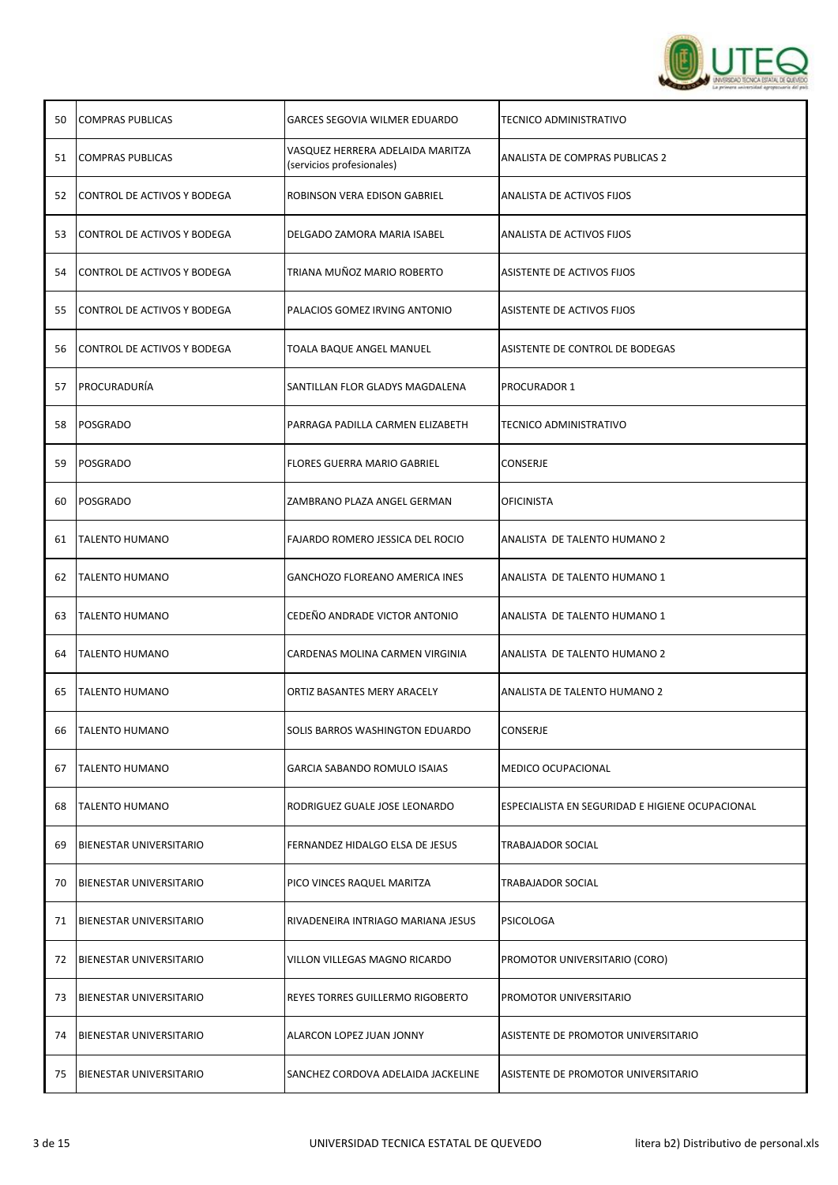| | | | |
|---|---|---|---|
| 50 | COMPRAS PUBLICAS | GARCES SEGOVIA WILMER EDUARDO | TECNICO ADMINISTRATIVO |
| 51 | COMPRAS PUBLICAS | VASQUEZ HERRERA ADELAIDA MARITZA (servicios profesionales) | ANALISTA DE COMPRAS PUBLICAS 2 |
| 52 | CONTROL DE ACTIVOS Y BODEGA | ROBINSON VERA EDISON GABRIEL | ANALISTA DE ACTIVOS FIJOS |
| 53 | CONTROL DE ACTIVOS Y BODEGA | DELGADO ZAMORA MARIA ISABEL | ANALISTA DE ACTIVOS FIJOS |
| 54 | CONTROL DE ACTIVOS Y BODEGA | TRIANA MUÑOZ MARIO ROBERTO | ASISTENTE DE ACTIVOS FIJOS |
| 55 | CONTROL DE ACTIVOS Y BODEGA | PALACIOS GOMEZ IRVING ANTONIO | ASISTENTE DE ACTIVOS FIJOS |
| 56 | CONTROL DE ACTIVOS Y BODEGA | TOALA BAQUE ANGEL MANUEL | ASISTENTE DE CONTROL DE BODEGAS |
| 57 | PROCURADURÍA | SANTILLAN FLOR GLADYS MAGDALENA | PROCURADOR 1 |
| 58 | POSGRADO | PARRAGA PADILLA CARMEN ELIZABETH | TECNICO ADMINISTRATIVO |
| 59 | POSGRADO | FLORES GUERRA MARIO GABRIEL | CONSERJE |
| 60 | POSGRADO | ZAMBRANO PLAZA ANGEL GERMAN | OFICINISTA |
| 61 | TALENTO HUMANO | FAJARDO ROMERO JESSICA DEL ROCIO | ANALISTA DE TALENTO HUMANO 2 |
| 62 | TALENTO HUMANO | GANCHOZO FLOREANO AMERICA INES | ANALISTA DE TALENTO HUMANO 1 |
| 63 | TALENTO HUMANO | CEDEÑO ANDRADE VICTOR ANTONIO | ANALISTA DE TALENTO HUMANO 1 |
| 64 | TALENTO HUMANO | CARDENAS MOLINA CARMEN VIRGINIA | ANALISTA DE TALENTO HUMANO 2 |
| 65 | TALENTO HUMANO | ORTIZ BASANTES MERY ARACELY | ANALISTA DE TALENTO HUMANO 2 |
| 66 | TALENTO HUMANO | SOLIS BARROS WASHINGTON EDUARDO | CONSERJE |
| 67 | TALENTO HUMANO | GARCIA SABANDO ROMULO ISAIAS | MEDICO OCUPACIONAL |
| 68 | TALENTO HUMANO | RODRIGUEZ GUALE JOSE LEONARDO | ESPECIALISTA EN SEGURIDAD E HIGIENE OCUPACIONAL |
| 69 | BIENESTAR UNIVERSITARIO | FERNANDEZ HIDALGO ELSA DE JESUS | TRABAJADOR SOCIAL |
| 70 | BIENESTAR UNIVERSITARIO | PICO VINCES RAQUEL MARITZA | TRABAJADOR SOCIAL |
| 71 | BIENESTAR UNIVERSITARIO | RIVADENEIRA INTRIAGO MARIANA JESUS | PSICOLOGA |
| 72 | BIENESTAR UNIVERSITARIO | VILLON VILLEGAS MAGNO RICARDO | PROMOTOR UNIVERSITARIO (CORO) |
| 73 | BIENESTAR UNIVERSITARIO | REYES TORRES GUILLERMO RIGOBERTO | PROMOTOR UNIVERSITARIO |
| 74 | BIENESTAR UNIVERSITARIO | ALARCON LOPEZ JUAN JONNY | ASISTENTE DE PROMOTOR UNIVERSITARIO |
| 75 | BIENESTAR UNIVERSITARIO | SANCHEZ CORDOVA ADELAIDA JACKELINE | ASISTENTE DE PROMOTOR UNIVERSITARIO |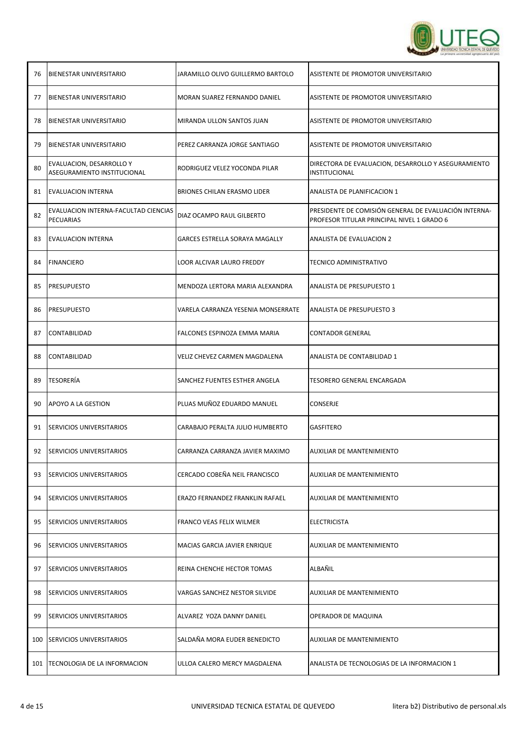| | | | |
|---|---|---|---|
| 76 | BIENESTAR UNIVERSITARIO | JARAMILLO OLIVO GUILLERMO BARTOLO | ASISTENTE DE PROMOTOR UNIVERSITARIO |
| 77 | BIENESTAR UNIVERSITARIO | MORAN SUAREZ FERNANDO DANIEL | ASISTENTE DE PROMOTOR UNIVERSITARIO |
| 78 | BIENESTAR UNIVERSITARIO | MIRANDA ULLON SANTOS JUAN | ASISTENTE DE PROMOTOR UNIVERSITARIO |
| 79 | BIENESTAR UNIVERSITARIO | PEREZ CARRANZA JORGE SANTIAGO | ASISTENTE DE PROMOTOR UNIVERSITARIO |
| 80 | EVALUACION, DESARROLLO Y ASEGURAMIENTO INSTITUCIONAL | RODRIGUEZ VELEZ YOCONDA PILAR | DIRECTORA DE EVALUACION, DESARROLLO Y ASEGURAMIENTO INSTITUCIONAL |
| 81 | EVALUACION INTERNA | BRIONES CHILAN ERASMO LIDER | ANALISTA DE PLANIFICACION 1 |
| 82 | EVALUACION INTERNA-FACULTAD CIENCIAS PECUARIAS | DIAZ OCAMPO RAUL GILBERTO | PRESIDENTE DE COMISIÓN GENERAL DE EVALUACIÓN INTERNA-PROFESOR TITULAR PRINCIPAL NIVEL 1 GRADO 6 |
| 83 | EVALUACION INTERNA | GARCES ESTRELLA SORAYA MAGALLY | ANALISTA DE EVALUACION 2 |
| 84 | FINANCIERO | LOOR ALCIVAR LAURO FREDDY | TECNICO ADMINISTRATIVO |
| 85 | PRESUPUESTO | MENDOZA LERTORA MARIA ALEXANDRA | ANALISTA DE PRESUPUESTO 1 |
| 86 | PRESUPUESTO | VARELA CARRANZA YESENIA MONSERRATE | ANALISTA DE PRESUPUESTO 3 |
| 87 | CONTABILIDAD | FALCONES ESPINOZA EMMA MARIA | CONTADOR GENERAL |
| 88 | CONTABILIDAD | VELIZ CHEVEZ CARMEN MAGDALENA | ANALISTA DE CONTABILIDAD 1 |
| 89 | TESORERÍA | SANCHEZ FUENTES ESTHER ANGELA | TESORERO GENERAL ENCARGADA |
| 90 | APOYO A LA GESTION | PLUAS MUÑOZ EDUARDO MANUEL | CONSERJE |
| 91 | SERVICIOS UNIVERSITARIOS | CARABAJO PERALTA JULIO HUMBERTO | GASFITERO |
| 92 | SERVICIOS UNIVERSITARIOS | CARRANZA CARRANZA JAVIER MAXIMO | AUXILIAR DE MANTENIMIENTO |
| 93 | SERVICIOS UNIVERSITARIOS | CERCADO COBEÑA NEIL FRANCISCO | AUXILIAR DE MANTENIMIENTO |
| 94 | SERVICIOS UNIVERSITARIOS | ERAZO FERNANDEZ FRANKLIN RAFAEL | AUXILIAR DE MANTENIMIENTO |
| 95 | SERVICIOS UNIVERSITARIOS | FRANCO VEAS FELIX WILMER | ELECTRICISTA |
| 96 | SERVICIOS UNIVERSITARIOS | MACIAS GARCIA JAVIER ENRIQUE | AUXILIAR DE MANTENIMIENTO |
| 97 | SERVICIOS UNIVERSITARIOS | REINA CHENCHE HECTOR TOMAS | ALBAÑIL |
| 98 | SERVICIOS UNIVERSITARIOS | VARGAS SANCHEZ NESTOR SILVIDE | AUXILIAR DE MANTENIMIENTO |
| 99 | SERVICIOS UNIVERSITARIOS | ALVAREZ YOZA DANNY DANIEL | OPERADOR DE MAQUINA |
| 100 | SERVICIOS UNIVERSITARIOS | SALDAÑA MORA EUDER BENEDICTO | AUXILIAR DE MANTENIMIENTO |
| 101 | TECNOLOGIA DE LA INFORMACION | ULLOA CALERO MERCY MAGDALENA | ANALISTA DE TECNOLOGIAS DE LA INFORMACION 1 |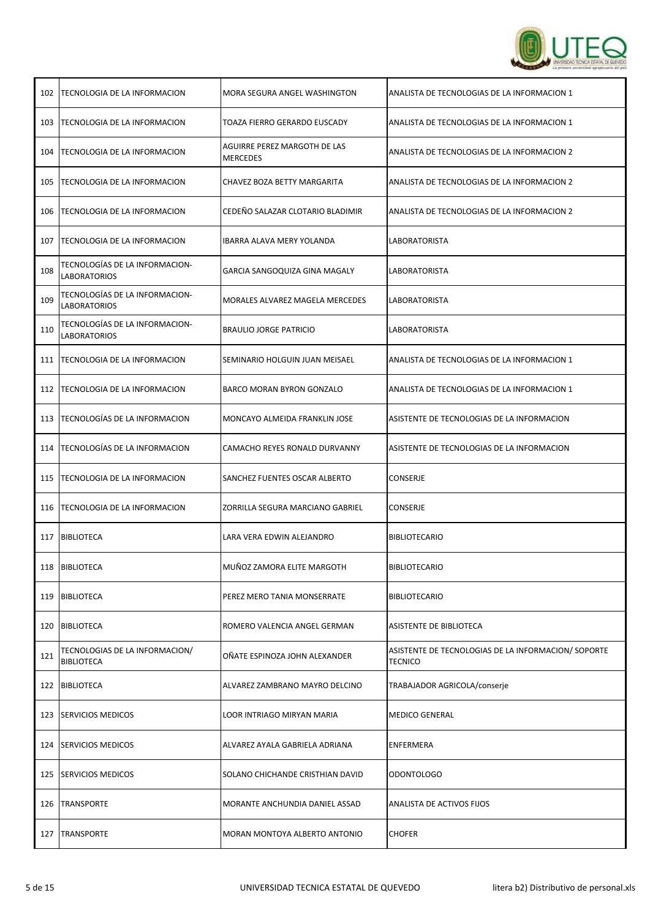| 102 | TECNOLOGIA DE LA INFORMACION | MORA SEGURA ANGEL WASHINGTON | ANALISTA DE TECNOLOGIAS DE LA INFORMACION 1 |
|---|---|---|---|
| 103 | TECNOLOGIA DE LA INFORMACION | TOAZA FIERRO GERARDO EUSCADY | ANALISTA DE TECNOLOGIAS DE LA INFORMACION 1 |
| 104 | TECNOLOGIA DE LA INFORMACION | AGUIRRE PEREZ MARGOTH DE LAS MERCEDES | ANALISTA DE TECNOLOGIAS DE LA INFORMACION 2 |
| 105 | TECNOLOGIA DE LA INFORMACION | CHAVEZ BOZA BETTY MARGARITA | ANALISTA DE TECNOLOGIAS DE LA INFORMACION 2 |
| 106 | TECNOLOGIA DE LA INFORMACION | CEDEÑO SALAZAR CLOTARIO BLADIMIR | ANALISTA DE TECNOLOGIAS DE LA INFORMACION 2 |
| 107 | TECNOLOGIA DE LA INFORMACION | IBARRA ALAVA MERY YOLANDA | LABORATORISTA |
| 108 | TECNOLOGÍAS DE LA INFORMACION-LABORATORIOS | GARCIA SANGOQUIZA GINA MAGALY | LABORATORISTA |
| 109 | TECNOLOGÍAS DE LA INFORMACION-LABORATORIOS | MORALES ALVAREZ MAGELA MERCEDES | LABORATORISTA |
| 110 | TECNOLOGÍAS DE LA INFORMACION-LABORATORIOS | BRAULIO JORGE PATRICIO | LABORATORISTA |
| 111 | TECNOLOGIA DE LA INFORMACION | SEMINARIO HOLGUIN JUAN MEISAEL | ANALISTA DE TECNOLOGIAS DE LA INFORMACION 1 |
| 112 | TECNOLOGIA DE LA INFORMACION | BARCO MORAN BYRON GONZALO | ANALISTA DE TECNOLOGIAS DE LA INFORMACION 1 |
| 113 | TECNOLOGÍAS DE LA INFORMACION | MONCAYO ALMEIDA FRANKLIN JOSE | ASISTENTE DE TECNOLOGIAS DE LA INFORMACION |
| 114 | TECNOLOGÍAS DE LA INFORMACION | CAMACHO REYES RONALD DURVANNY | ASISTENTE DE TECNOLOGIAS DE LA INFORMACION |
| 115 | TECNOLOGIA DE LA INFORMACION | SANCHEZ FUENTES OSCAR ALBERTO | CONSERJE |
| 116 | TECNOLOGIA DE LA INFORMACION | ZORRILLA SEGURA MARCIANO GABRIEL | CONSERJE |
| 117 | BIBLIOTECA | LARA VERA EDWIN ALEJANDRO | BIBLIOTECARIO |
| 118 | BIBLIOTECA | MUÑOZ ZAMORA ELITE MARGOTH | BIBLIOTECARIO |
| 119 | BIBLIOTECA | PEREZ MERO TANIA MONSERRATE | BIBLIOTECARIO |
| 120 | BIBLIOTECA | ROMERO VALENCIA ANGEL GERMAN | ASISTENTE DE BIBLIOTECA |
| 121 | TECNOLOGIAS DE LA INFORMACION/ BIBLIOTECA | OÑATE ESPINOZA JOHN ALEXANDER | ASISTENTE DE TECNOLOGIAS DE LA INFORMACION/ SOPORTE TECNICO |
| 122 | BIBLIOTECA | ALVAREZ ZAMBRANO MAYRO DELCINO | TRABAJADOR AGRICOLA/conserje |
| 123 | SERVICIOS MEDICOS | LOOR INTRIAGO MIRYAN MARIA | MEDICO GENERAL |
| 124 | SERVICIOS MEDICOS | ALVAREZ AYALA GABRIELA ADRIANA | ENFERMERA |
| 125 | SERVICIOS MEDICOS | SOLANO CHICHANDE CRISTHIAN DAVID | ODONTOLOGO |
| 126 | TRANSPORTE | MORANTE ANCHUNDIA DANIEL ASSAD | ANALISTA DE ACTIVOS FIJOS |
| 127 | TRANSPORTE | MORAN MONTOYA ALBERTO ANTONIO | CHOFER |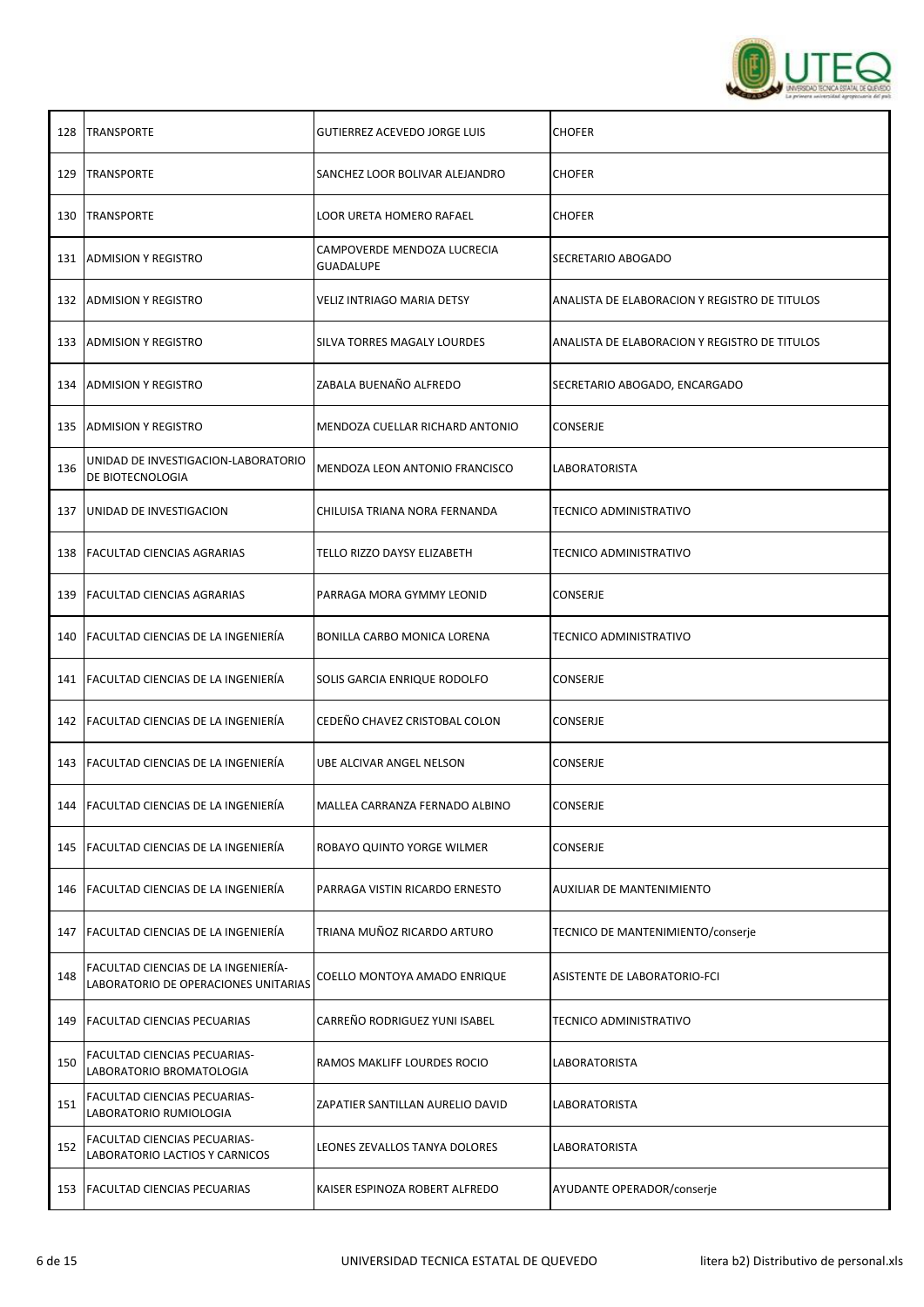| 128 | TRANSPORTE | GUTIERREZ ACEVEDO JORGE LUIS | CHOFER |
|---|---|---|---|
| 129 | TRANSPORTE | SANCHEZ LOOR BOLIVAR ALEJANDRO | CHOFER |
| 130 | TRANSPORTE | LOOR URETA HOMERO RAFAEL | CHOFER |
| 131 | ADMISION Y REGISTRO | CAMPOVERDE MENDOZA LUCRECIA GUADALUPE | SECRETARIO ABOGADO |
| 132 | ADMISION Y REGISTRO | VELIZ INTRIAGO MARIA DETSY | ANALISTA DE ELABORACION Y REGISTRO DE TITULOS |
| 133 | ADMISION Y REGISTRO | SILVA TORRES MAGALY LOURDES | ANALISTA DE ELABORACION Y REGISTRO DE TITULOS |
| 134 | ADMISION Y REGISTRO | ZABALA BUENAÑO ALFREDO | SECRETARIO ABOGADO, ENCARGADO |
| 135 | ADMISION Y REGISTRO | MENDOZA CUELLAR RICHARD ANTONIO | CONSERJE |
| 136 | UNIDAD DE INVESTIGACION-LABORATORIO DE BIOTECNOLOGIA | MENDOZA LEON ANTONIO FRANCISCO | LABORATORISTA |
| 137 | UNIDAD DE INVESTIGACION | CHILUISA TRIANA NORA FERNANDA | TECNICO ADMINISTRATIVO |
| 138 | FACULTAD CIENCIAS AGRARIAS | TELLO RIZZO DAYSY ELIZABETH | TECNICO ADMINISTRATIVO |
| 139 | FACULTAD CIENCIAS AGRARIAS | PARRAGA MORA GYMMY LEONID | CONSERJE |
| 140 | FACULTAD CIENCIAS DE LA INGENIERÍA | BONILLA CARBO MONICA LORENA | TECNICO ADMINISTRATIVO |
| 141 | FACULTAD CIENCIAS DE LA INGENIERÍA | SOLIS GARCIA ENRIQUE RODOLFO | CONSERJE |
| 142 | FACULTAD CIENCIAS DE LA INGENIERÍA | CEDEÑO CHAVEZ CRISTOBAL COLON | CONSERJE |
| 143 | FACULTAD CIENCIAS DE LA INGENIERÍA | UBE ALCIVAR ANGEL NELSON | CONSERJE |
| 144 | FACULTAD CIENCIAS DE LA INGENIERÍA | MALLEA CARRANZA FERNADO ALBINO | CONSERJE |
| 145 | FACULTAD CIENCIAS DE LA INGENIERÍA | ROBAYO QUINTO YORGE WILMER | CONSERJE |
| 146 | FACULTAD CIENCIAS DE LA INGENIERÍA | PARRAGA VISTIN RICARDO ERNESTO | AUXILIAR DE MANTENIMIENTO |
| 147 | FACULTAD CIENCIAS DE LA INGENIERÍA | TRIANA MUÑOZ RICARDO ARTURO | TECNICO DE MANTENIMIENTO/conserje |
| 148 | FACULTAD CIENCIAS DE LA INGENIERÍA-LABORATORIO DE OPERACIONES UNITARIAS | COELLO MONTOYA AMADO ENRIQUE | ASISTENTE DE LABORATORIO-FCI |
| 149 | FACULTAD CIENCIAS PECUARIAS | CARREÑO RODRIGUEZ YUNI ISABEL | TECNICO ADMINISTRATIVO |
| 150 | FACULTAD CIENCIAS PECUARIAS-LABORATORIO BROMATOLOGIA | RAMOS MAKLIFF LOURDES ROCIO | LABORATORISTA |
| 151 | FACULTAD CIENCIAS PECUARIAS-LABORATORIO RUMIOLOGIA | ZAPATIER SANTILLAN AURELIO DAVID | LABORATORISTA |
| 152 | FACULTAD CIENCIAS PECUARIAS-LABORATORIO LACTIOS Y CARNICOS | LEONES ZEVALLOS TANYA DOLORES | LABORATORISTA |
| 153 | FACULTAD CIENCIAS PECUARIAS | KAISER ESPINOZA ROBERT ALFREDO | AYUDANTE OPERADOR/conserje |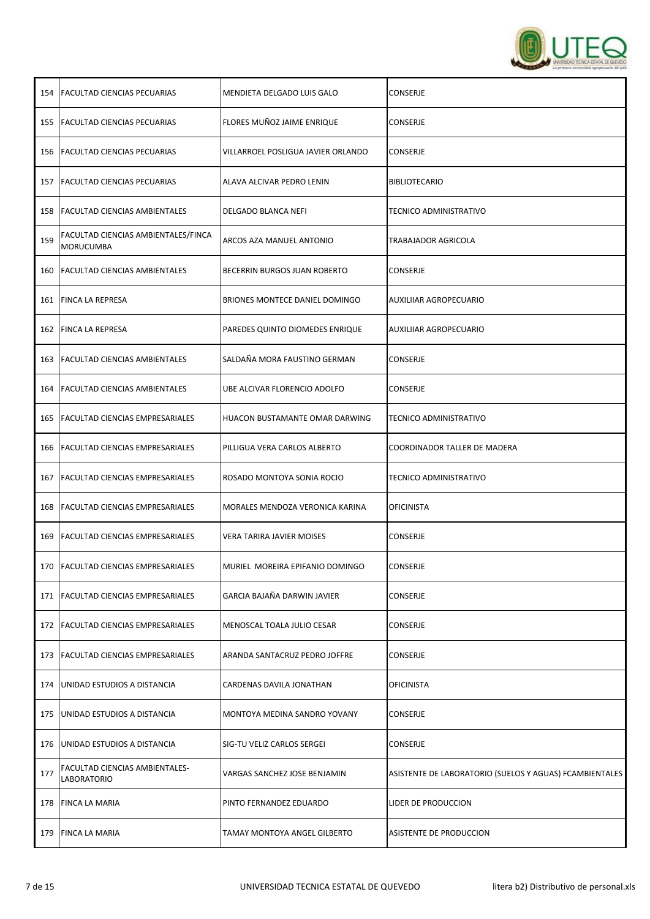| 154 | FACULTAD CIENCIAS PECUARIAS | MENDIETA DELGADO LUIS GALO | CONSERJE |
|---|---|---|---|
| 155 | FACULTAD CIENCIAS PECUARIAS | FLORES MUÑOZ JAIME ENRIQUE | CONSERJE |
| 156 | FACULTAD CIENCIAS PECUARIAS | VILLARROEL POSLIGUA JAVIER ORLANDO | CONSERJE |
| 157 | FACULTAD CIENCIAS PECUARIAS | ALAVA ALCIVAR PEDRO LENIN | BIBLIOTECARIO |
| 158 | FACULTAD CIENCIAS AMBIENTALES | DELGADO BLANCA NEFI | TECNICO ADMINISTRATIVO |
| 159 | FACULTAD CIENCIAS AMBIENTALES/FINCA MORUCUMBA | ARCOS AZA MANUEL ANTONIO | TRABAJADOR AGRICOLA |
| 160 | FACULTAD CIENCIAS AMBIENTALES | BECERRIN BURGOS JUAN ROBERTO | CONSERJE |
| 161 | FINCA LA REPRESA | BRIONES MONTECE DANIEL DOMINGO | AUXILIIAR AGROPECUARIO |
| 162 | FINCA LA REPRESA | PAREDES QUINTO DIOMEDES ENRIQUE | AUXILIIAR AGROPECUARIO |
| 163 | FACULTAD CIENCIAS AMBIENTALES | SALDAÑA MORA FAUSTINO GERMAN | CONSERJE |
| 164 | FACULTAD CIENCIAS AMBIENTALES | UBE ALCIVAR FLORENCIO ADOLFO | CONSERJE |
| 165 | FACULTAD CIENCIAS EMPRESARIALES | HUACON BUSTAMANTE OMAR DARWING | TECNICO ADMINISTRATIVO |
| 166 | FACULTAD CIENCIAS EMPRESARIALES | PILLIGUA VERA CARLOS ALBERTO | COORDINADOR TALLER DE MADERA |
| 167 | FACULTAD CIENCIAS EMPRESARIALES | ROSADO MONTOYA SONIA ROCIO | TECNICO ADMINISTRATIVO |
| 168 | FACULTAD CIENCIAS EMPRESARIALES | MORALES MENDOZA VERONICA KARINA | OFICINISTA |
| 169 | FACULTAD CIENCIAS EMPRESARIALES | VERA TARIRA JAVIER MOISES | CONSERJE |
| 170 | FACULTAD CIENCIAS EMPRESARIALES | MURIEL MOREIRA EPIFANIO DOMINGO | CONSERJE |
| 171 | FACULTAD CIENCIAS EMPRESARIALES | GARCIA BAJAÑA DARWIN JAVIER | CONSERJE |
| 172 | FACULTAD CIENCIAS EMPRESARIALES | MENOSCAL TOALA JULIO CESAR | CONSERJE |
| 173 | FACULTAD CIENCIAS EMPRESARIALES | ARANDA SANTACRUZ PEDRO JOFFRE | CONSERJE |
| 174 | UNIDAD ESTUDIOS A DISTANCIA | CARDENAS DAVILA JONATHAN | OFICINISTA |
| 175 | UNIDAD ESTUDIOS A DISTANCIA | MONTOYA MEDINA SANDRO YOVANY | CONSERJE |
| 176 | UNIDAD ESTUDIOS A DISTANCIA | SIG-TU VELIZ CARLOS SERGEI | CONSERJE |
| 177 | FACULTAD CIENCIAS AMBIENTALES-LABORATORIO | VARGAS SANCHEZ JOSE BENJAMIN | ASISTENTE DE LABORATORIO (SUELOS Y AGUAS) FCAMBIENTALES |
| 178 | FINCA LA MARIA | PINTO FERNANDEZ EDUARDO | LIDER DE PRODUCCION |
| 179 | FINCA LA MARIA | TAMAY MONTOYA ANGEL GILBERTO | ASISTENTE DE PRODUCCION |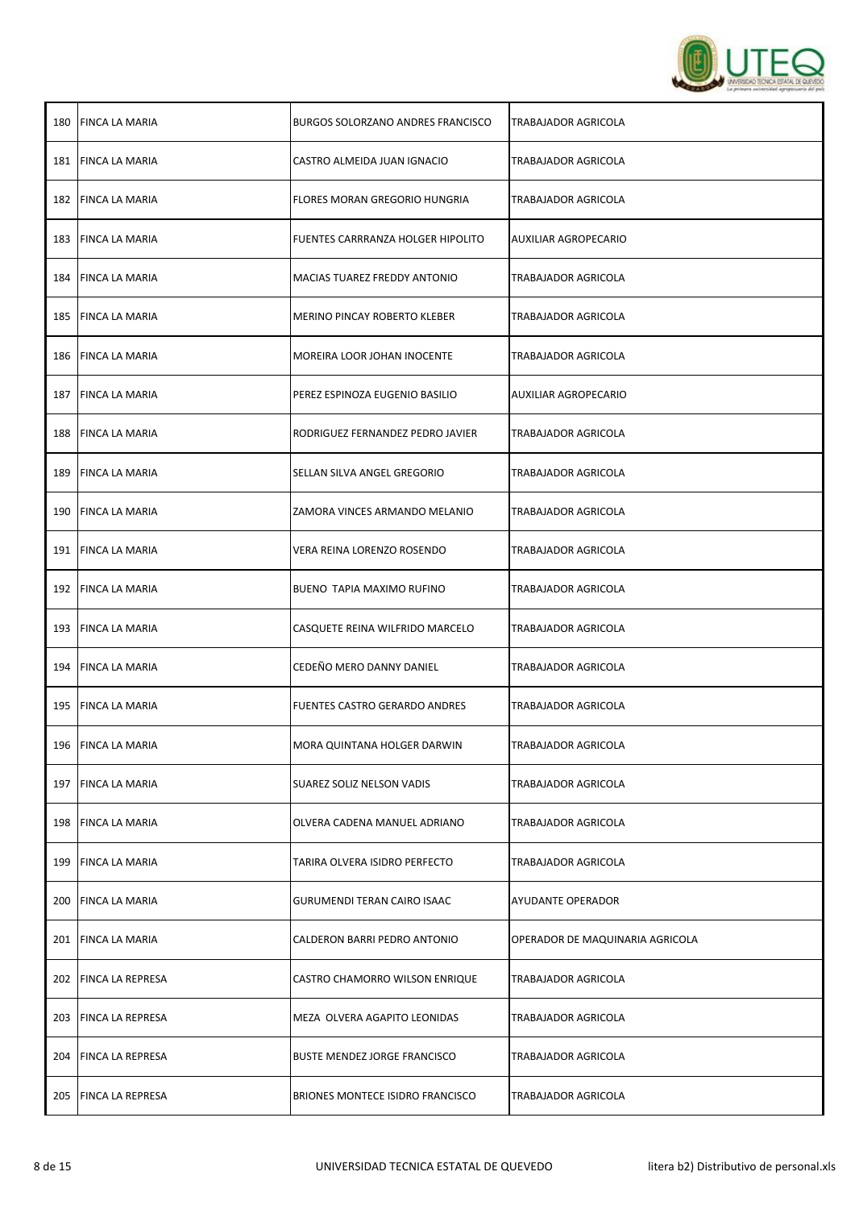| | | | |
|---|---|---|---|
| 180 | FINCA LA MARIA | BURGOS SOLORZANO ANDRES FRANCISCO | TRABAJADOR AGRICOLA |
| 181 | FINCA LA MARIA | CASTRO ALMEIDA JUAN IGNACIO | TRABAJADOR AGRICOLA |
| 182 | FINCA LA MARIA | FLORES MORAN GREGORIO HUNGRIA | TRABAJADOR AGRICOLA |
| 183 | FINCA LA MARIA | FUENTES CARRRANZA HOLGER HIPOLITO | AUXILIAR AGROPECARIO |
| 184 | FINCA LA MARIA | MACIAS TUAREZ FREDDY ANTONIO | TRABAJADOR AGRICOLA |
| 185 | FINCA LA MARIA | MERINO PINCAY ROBERTO KLEBER | TRABAJADOR AGRICOLA |
| 186 | FINCA LA MARIA | MOREIRA LOOR JOHAN INOCENTE | TRABAJADOR AGRICOLA |
| 187 | FINCA LA MARIA | PEREZ ESPINOZA EUGENIO BASILIO | AUXILIAR AGROPECARIO |
| 188 | FINCA LA MARIA | RODRIGUEZ FERNANDEZ PEDRO JAVIER | TRABAJADOR AGRICOLA |
| 189 | FINCA LA MARIA | SELLAN SILVA ANGEL GREGORIO | TRABAJADOR AGRICOLA |
| 190 | FINCA LA MARIA | ZAMORA VINCES ARMANDO MELANIO | TRABAJADOR AGRICOLA |
| 191 | FINCA LA MARIA | VERA REINA LORENZO ROSENDO | TRABAJADOR AGRICOLA |
| 192 | FINCA LA MARIA | BUENO TAPIA MAXIMO RUFINO | TRABAJADOR AGRICOLA |
| 193 | FINCA LA MARIA | CASQUETE REINA WILFRIDO MARCELO | TRABAJADOR AGRICOLA |
| 194 | FINCA LA MARIA | CEDEÑO MERO DANNY DANIEL | TRABAJADOR AGRICOLA |
| 195 | FINCA LA MARIA | FUENTES CASTRO GERARDO ANDRES | TRABAJADOR AGRICOLA |
| 196 | FINCA LA MARIA | MORA QUINTANA HOLGER DARWIN | TRABAJADOR AGRICOLA |
| 197 | FINCA LA MARIA | SUAREZ SOLIZ NELSON VADIS | TRABAJADOR AGRICOLA |
| 198 | FINCA LA MARIA | OLVERA CADENA MANUEL ADRIANO | TRABAJADOR AGRICOLA |
| 199 | FINCA LA MARIA | TARIRA OLVERA ISIDRO PERFECTO | TRABAJADOR AGRICOLA |
| 200 | FINCA LA MARIA | GURUMENDI TERAN CAIRO ISAAC | AYUDANTE OPERADOR |
| 201 | FINCA LA MARIA | CALDERON BARRI PEDRO ANTONIO | OPERADOR DE MAQUINARIA AGRICOLA |
| 202 | FINCA LA REPRESA | CASTRO CHAMORRO WILSON ENRIQUE | TRABAJADOR AGRICOLA |
| 203 | FINCA LA REPRESA | MEZA OLVERA AGAPITO LEONIDAS | TRABAJADOR AGRICOLA |
| 204 | FINCA LA REPRESA | BUSTE MENDEZ JORGE FRANCISCO | TRABAJADOR AGRICOLA |
| 205 | FINCA LA REPRESA | BRIONES MONTECE ISIDRO FRANCISCO | TRABAJADOR AGRICOLA |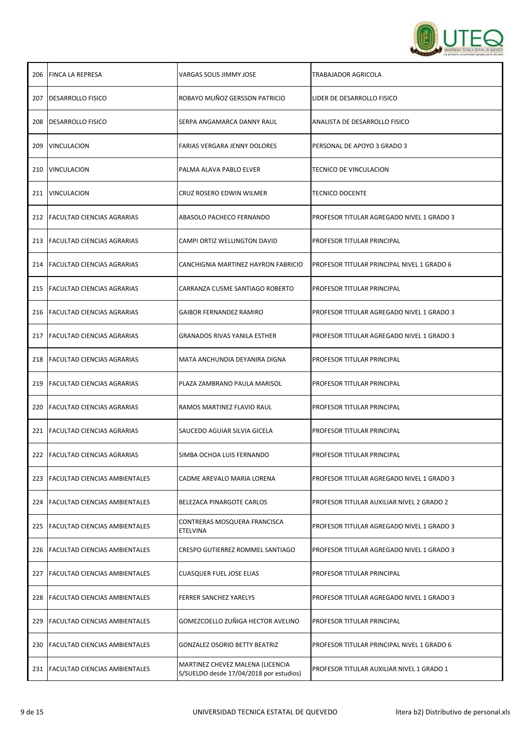| 206 | FINCA LA REPRESA | VARGAS SOLIS JIMMY JOSE | TRABAJADOR AGRICOLA |
|---|---|---|---|
| 207 | DESARROLLO FISICO | ROBAYO MUÑOZ GERSSON PATRICIO | LIDER DE DESARROLLO FISICO |
| 208 | DESARROLLO FISICO | SERPA ANGAMARCA DANNY RAUL | ANALISTA DE DESARROLLO FISICO |
| 209 | VINCULACION | FARIAS VERGARA JENNY DOLORES | PERSONAL DE APOYO 3 GRADO 3 |
| 210 | VINCULACION | PALMA ALAVA PABLO ELVER | TECNICO DE VINCULACION |
| 211 | VINCULACION | CRUZ ROSERO EDWIN WILMER | TECNICO DOCENTE |
| 212 | FACULTAD CIENCIAS AGRARIAS | ABASOLO PACHECO FERNANDO | PROFESOR TITULAR AGREGADO NIVEL 1 GRADO 3 |
| 213 | FACULTAD CIENCIAS AGRARIAS | CAMPI ORTIZ WELLINGTON DAVID | PROFESOR TITULAR PRINCIPAL |
| 214 | FACULTAD CIENCIAS AGRARIAS | CANCHIGNIA MARTINEZ HAYRON FABRICIO | PROFESOR TITULAR PRINCIPAL NIVEL 1 GRADO 6 |
| 215 | FACULTAD CIENCIAS AGRARIAS | CARRANZA CUSME SANTIAGO ROBERTO | PROFESOR TITULAR PRINCIPAL |
| 216 | FACULTAD CIENCIAS AGRARIAS | GAIBOR FERNANDEZ RAMIRO | PROFESOR TITULAR AGREGADO NIVEL 1 GRADO 3 |
| 217 | FACULTAD CIENCIAS AGRARIAS | GRANADOS RIVAS YANILA ESTHER | PROFESOR TITULAR AGREGADO NIVEL 1 GRADO 3 |
| 218 | FACULTAD CIENCIAS AGRARIAS | MATA ANCHUNDIA DEYANIRA DIGNA | PROFESOR TITULAR PRINCIPAL |
| 219 | FACULTAD CIENCIAS AGRARIAS | PLAZA ZAMBRANO PAULA MARISOL | PROFESOR TITULAR PRINCIPAL |
| 220 | FACULTAD CIENCIAS AGRARIAS | RAMOS MARTINEZ FLAVIO RAUL | PROFESOR TITULAR PRINCIPAL |
| 221 | FACULTAD CIENCIAS AGRARIAS | SAUCEDO AGUIAR SILVIA GICELA | PROFESOR TITULAR PRINCIPAL |
| 222 | FACULTAD CIENCIAS AGRARIAS | SIMBA OCHOA LUIS FERNANDO | PROFESOR TITULAR PRINCIPAL |
| 223 | FACULTAD CIENCIAS AMBIENTALES | CADME AREVALO MARIA LORENA | PROFESOR TITULAR AGREGADO NIVEL 1 GRADO 3 |
| 224 | FACULTAD CIENCIAS AMBIENTALES | BELEZACA PINARGOTE CARLOS | PROFESOR TITULAR AUXILIAR NIVEL 2 GRADO 2 |
| 225 | FACULTAD CIENCIAS AMBIENTALES | CONTRERAS MOSQUERA FRANCISCA ETELVINA | PROFESOR TITULAR AGREGADO NIVEL 1 GRADO 3 |
| 226 | FACULTAD CIENCIAS AMBIENTALES | CRESPO GUTIERREZ ROMMEL SANTIAGO | PROFESOR TITULAR AGREGADO NIVEL 1 GRADO 3 |
| 227 | FACULTAD CIENCIAS AMBIENTALES | CUASQUER FUEL JOSE ELIAS | PROFESOR TITULAR PRINCIPAL |
| 228 | FACULTAD CIENCIAS AMBIENTALES | FERRER SANCHEZ YARELYS | PROFESOR TITULAR AGREGADO NIVEL 1 GRADO 3 |
| 229 | FACULTAD CIENCIAS AMBIENTALES | GOMEZCOELLO ZUÑIGA HECTOR AVELINO | PROFESOR TITULAR PRINCIPAL |
| 230 | FACULTAD CIENCIAS AMBIENTALES | GONZALEZ OSORIO BETTY BEATRIZ | PROFESOR TITULAR PRINCIPAL NIVEL 1 GRADO 6 |
| 231 | FACULTAD CIENCIAS AMBIENTALES | MARTINEZ CHEVEZ MALENA (LICENCIA S/SUELDO desde 17/04/2018 por estudios) | PROFESOR TITULAR AUXILIAR NIVEL 1 GRADO 1 |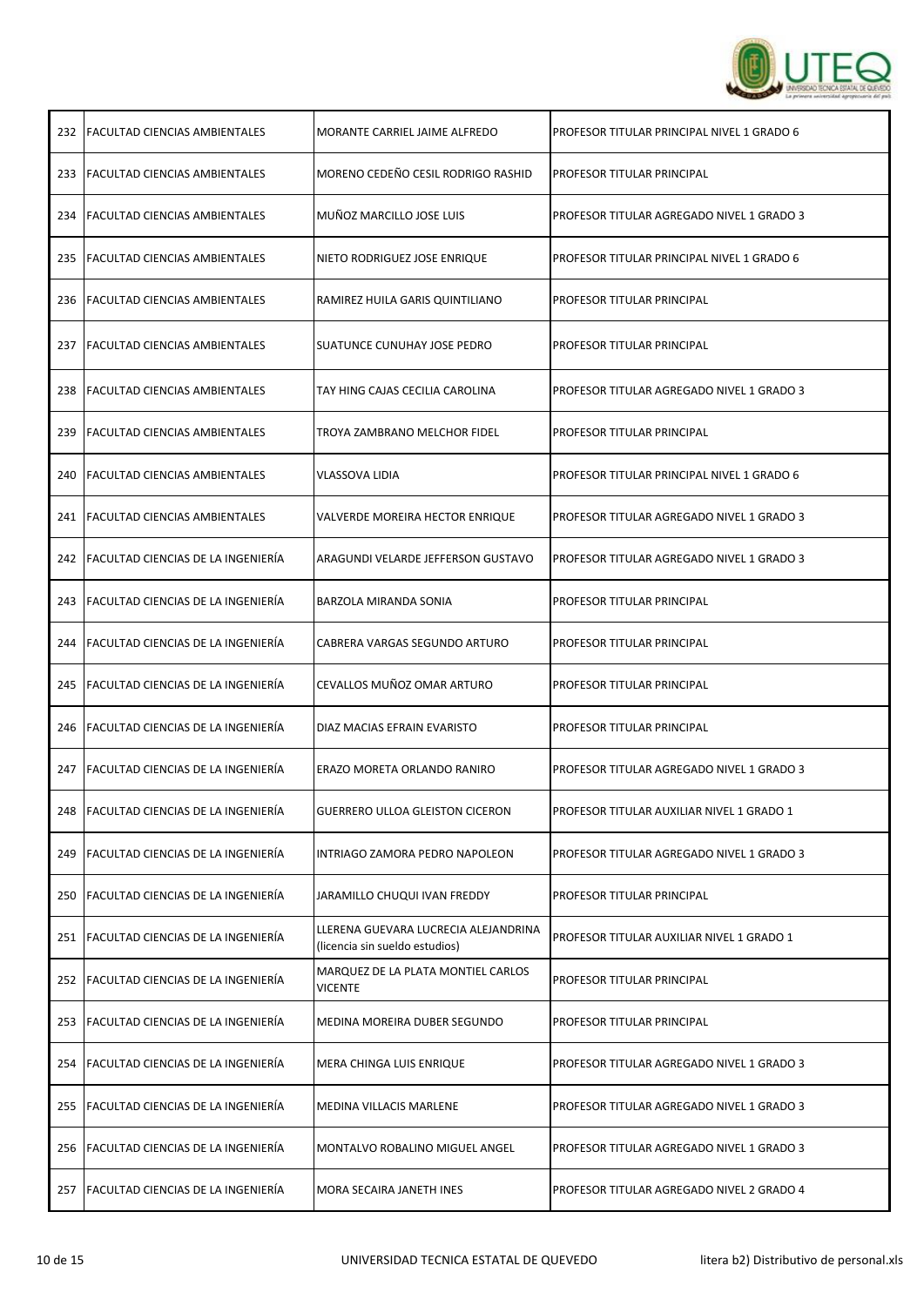| 232 | FACULTAD CIENCIAS AMBIENTALES | MORANTE CARRIEL JAIME ALFREDO | PROFESOR TITULAR PRINCIPAL NIVEL 1 GRADO 6 |
|---|---|---|---|
| 233 | FACULTAD CIENCIAS AMBIENTALES | MORENO CEDEÑO CESIL RODRIGO RASHID | PROFESOR TITULAR PRINCIPAL |
| 234 | FACULTAD CIENCIAS AMBIENTALES | MUÑOZ MARCILLO JOSE LUIS | PROFESOR TITULAR AGREGADO NIVEL 1 GRADO 3 |
| 235 | FACULTAD CIENCIAS AMBIENTALES | NIETO RODRIGUEZ JOSE ENRIQUE | PROFESOR TITULAR PRINCIPAL NIVEL 1 GRADO 6 |
| 236 | FACULTAD CIENCIAS AMBIENTALES | RAMIREZ HUILA GARIS QUINTILIANO | PROFESOR TITULAR PRINCIPAL |
| 237 | FACULTAD CIENCIAS AMBIENTALES | SUATUNCE CUNUHAY JOSE PEDRO | PROFESOR TITULAR PRINCIPAL |
| 238 | FACULTAD CIENCIAS AMBIENTALES | TAY HING CAJAS CECILIA CAROLINA | PROFESOR TITULAR AGREGADO NIVEL 1 GRADO 3 |
| 239 | FACULTAD CIENCIAS AMBIENTALES | TROYA ZAMBRANO MELCHOR FIDEL | PROFESOR TITULAR PRINCIPAL |
| 240 | FACULTAD CIENCIAS AMBIENTALES | VLASSOVA LIDIA | PROFESOR TITULAR PRINCIPAL NIVEL 1 GRADO 6 |
| 241 | FACULTAD CIENCIAS AMBIENTALES | VALVERDE MOREIRA HECTOR ENRIQUE | PROFESOR TITULAR AGREGADO NIVEL 1 GRADO 3 |
| 242 | FACULTAD CIENCIAS DE LA INGENIERÍA | ARAGUNDI VELARDE JEFFERSON GUSTAVO | PROFESOR TITULAR AGREGADO NIVEL 1 GRADO 3 |
| 243 | FACULTAD CIENCIAS DE LA INGENIERÍA | BARZOLA MIRANDA SONIA | PROFESOR TITULAR PRINCIPAL |
| 244 | FACULTAD CIENCIAS DE LA INGENIERÍA | CABRERA VARGAS SEGUNDO ARTURO | PROFESOR TITULAR PRINCIPAL |
| 245 | FACULTAD CIENCIAS DE LA INGENIERÍA | CEVALLOS MUÑOZ OMAR ARTURO | PROFESOR TITULAR PRINCIPAL |
| 246 | FACULTAD CIENCIAS DE LA INGENIERÍA | DIAZ MACIAS EFRAIN EVARISTO | PROFESOR TITULAR PRINCIPAL |
| 247 | FACULTAD CIENCIAS DE LA INGENIERÍA | ERAZO MORETA ORLANDO RANIRO | PROFESOR TITULAR AGREGADO NIVEL 1 GRADO 3 |
| 248 | FACULTAD CIENCIAS DE LA INGENIERÍA | GUERRERO ULLOA GLEISTON CICERON | PROFESOR TITULAR AUXILIAR NIVEL 1 GRADO 1 |
| 249 | FACULTAD CIENCIAS DE LA INGENIERÍA | INTRIAGO ZAMORA PEDRO NAPOLEON | PROFESOR TITULAR AGREGADO NIVEL 1 GRADO 3 |
| 250 | FACULTAD CIENCIAS DE LA INGENIERÍA | JARAMILLO CHUQUI IVAN FREDDY | PROFESOR TITULAR PRINCIPAL |
| 251 | FACULTAD CIENCIAS DE LA INGENIERÍA | LLERENA GUEVARA LUCRECIA ALEJANDRINA (licencia sin sueldo estudios) | PROFESOR TITULAR AUXILIAR NIVEL 1 GRADO 1 |
| 252 | FACULTAD CIENCIAS DE LA INGENIERÍA | MARQUEZ DE LA PLATA MONTIEL CARLOS VICENTE | PROFESOR TITULAR PRINCIPAL |
| 253 | FACULTAD CIENCIAS DE LA INGENIERÍA | MEDINA MOREIRA DUBER SEGUNDO | PROFESOR TITULAR PRINCIPAL |
| 254 | FACULTAD CIENCIAS DE LA INGENIERÍA | MERA CHINGA LUIS ENRIQUE | PROFESOR TITULAR AGREGADO NIVEL 1 GRADO 3 |
| 255 | FACULTAD CIENCIAS DE LA INGENIERÍA | MEDINA VILLACIS MARLENE | PROFESOR TITULAR AGREGADO NIVEL 1 GRADO 3 |
| 256 | FACULTAD CIENCIAS DE LA INGENIERÍA | MONTALVO ROBALINO MIGUEL ANGEL | PROFESOR TITULAR AGREGADO NIVEL 1 GRADO 3 |
| 257 | FACULTAD CIENCIAS DE LA INGENIERÍA | MORA SECAIRA JANETH INES | PROFESOR TITULAR AGREGADO NIVEL 2 GRADO 4 |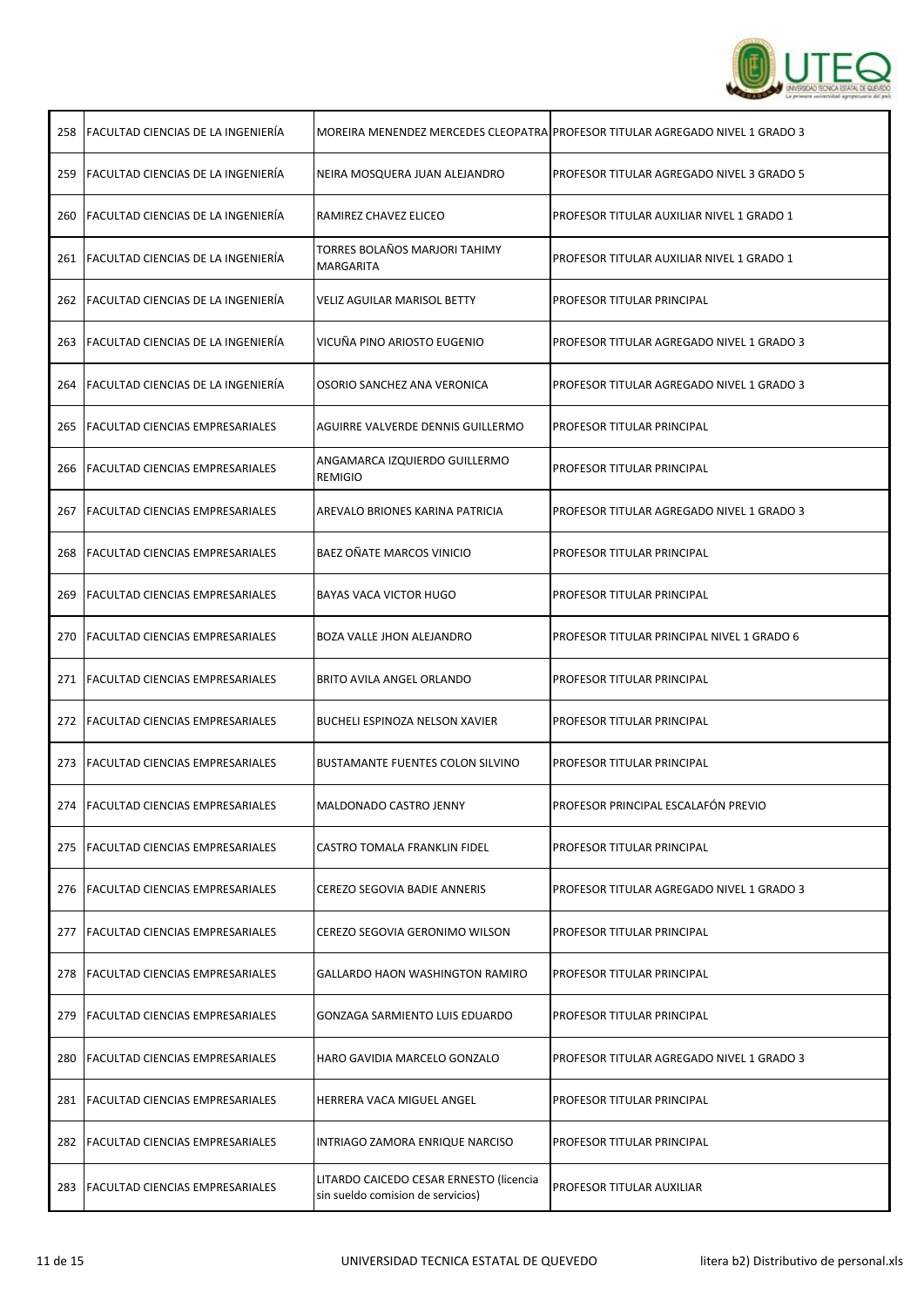| | | | |
|---|---|---|---|
| 258 | FACULTAD CIENCIAS DE LA INGENIERÍA | MOREIRA MENENDEZ MERCEDES CLEOPATRA | PROFESOR TITULAR AGREGADO NIVEL 1 GRADO 3 |
| 259 | FACULTAD CIENCIAS DE LA INGENIERÍA | NEIRA MOSQUERA JUAN ALEJANDRO | PROFESOR TITULAR AGREGADO NIVEL 3 GRADO 5 |
| 260 | FACULTAD CIENCIAS DE LA INGENIERÍA | RAMIREZ CHAVEZ ELICEO | PROFESOR TITULAR AUXILIAR NIVEL 1 GRADO 1 |
| 261 | FACULTAD CIENCIAS DE LA INGENIERÍA | TORRES BOLAÑOS MARJORI TAHIMY MARGARITA | PROFESOR TITULAR AUXILIAR NIVEL 1 GRADO 1 |
| 262 | FACULTAD CIENCIAS DE LA INGENIERÍA | VELIZ AGUILAR MARISOL BETTY | PROFESOR TITULAR PRINCIPAL |
| 263 | FACULTAD CIENCIAS DE LA INGENIERÍA | VICUÑA PINO ARIOSTO EUGENIO | PROFESOR TITULAR AGREGADO NIVEL 1 GRADO 3 |
| 264 | FACULTAD CIENCIAS DE LA INGENIERÍA | OSORIO SANCHEZ ANA VERONICA | PROFESOR TITULAR AGREGADO NIVEL 1 GRADO 3 |
| 265 | FACULTAD CIENCIAS EMPRESARIALES | AGUIRRE VALVERDE DENNIS GUILLERMO | PROFESOR TITULAR PRINCIPAL |
| 266 | FACULTAD CIENCIAS EMPRESARIALES | ANGAMARCA IZQUIERDO GUILLERMO REMIGIO | PROFESOR TITULAR PRINCIPAL |
| 267 | FACULTAD CIENCIAS EMPRESARIALES | AREVALO BRIONES KARINA PATRICIA | PROFESOR TITULAR AGREGADO NIVEL 1 GRADO 3 |
| 268 | FACULTAD CIENCIAS EMPRESARIALES | BAEZ OÑATE MARCOS VINICIO | PROFESOR TITULAR PRINCIPAL |
| 269 | FACULTAD CIENCIAS EMPRESARIALES | BAYAS VACA VICTOR HUGO | PROFESOR TITULAR PRINCIPAL |
| 270 | FACULTAD CIENCIAS EMPRESARIALES | BOZA VALLE JHON ALEJANDRO | PROFESOR TITULAR PRINCIPAL NIVEL 1 GRADO 6 |
| 271 | FACULTAD CIENCIAS EMPRESARIALES | BRITO AVILA ANGEL ORLANDO | PROFESOR TITULAR PRINCIPAL |
| 272 | FACULTAD CIENCIAS EMPRESARIALES | BUCHELI ESPINOZA NELSON XAVIER | PROFESOR TITULAR PRINCIPAL |
| 273 | FACULTAD CIENCIAS EMPRESARIALES | BUSTAMANTE FUENTES COLON SILVINO | PROFESOR TITULAR PRINCIPAL |
| 274 | FACULTAD CIENCIAS EMPRESARIALES | MALDONADO CASTRO JENNY | PROFESOR PRINCIPAL ESCALAFÓN PREVIO |
| 275 | FACULTAD CIENCIAS EMPRESARIALES | CASTRO TOMALA FRANKLIN FIDEL | PROFESOR TITULAR PRINCIPAL |
| 276 | FACULTAD CIENCIAS EMPRESARIALES | CEREZO SEGOVIA BADIE ANNERIS | PROFESOR TITULAR AGREGADO NIVEL 1 GRADO 3 |
| 277 | FACULTAD CIENCIAS EMPRESARIALES | CEREZO SEGOVIA GERONIMO WILSON | PROFESOR TITULAR PRINCIPAL |
| 278 | FACULTAD CIENCIAS EMPRESARIALES | GALLARDO HAON WASHINGTON RAMIRO | PROFESOR TITULAR PRINCIPAL |
| 279 | FACULTAD CIENCIAS EMPRESARIALES | GONZAGA SARMIENTO LUIS EDUARDO | PROFESOR TITULAR PRINCIPAL |
| 280 | FACULTAD CIENCIAS EMPRESARIALES | HARO GAVIDIA MARCELO GONZALO | PROFESOR TITULAR AGREGADO NIVEL 1 GRADO 3 |
| 281 | FACULTAD CIENCIAS EMPRESARIALES | HERRERA VACA MIGUEL ANGEL | PROFESOR TITULAR PRINCIPAL |
| 282 | FACULTAD CIENCIAS EMPRESARIALES | INTRIAGO ZAMORA ENRIQUE NARCISO | PROFESOR TITULAR PRINCIPAL |
| 283 | FACULTAD CIENCIAS EMPRESARIALES | LITARDO CAICEDO CESAR ERNESTO (licencia sin sueldo comision de servicios) | PROFESOR TITULAR AUXILIAR |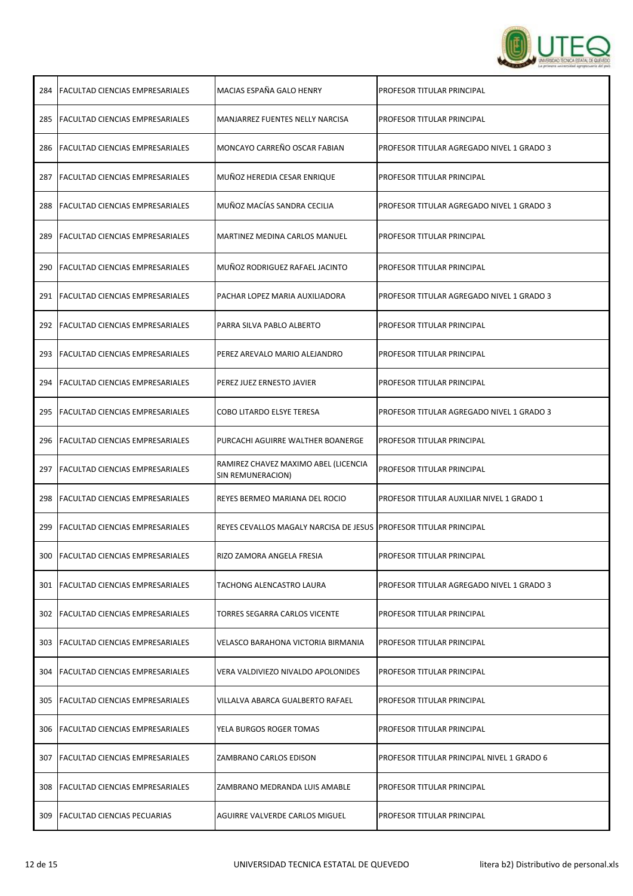| | | | |
|---|---|---|---|
| 284 | FACULTAD CIENCIAS EMPRESARIALES | MACIAS ESPAÑA GALO HENRY | PROFESOR TITULAR PRINCIPAL |
| 285 | FACULTAD CIENCIAS EMPRESARIALES | MANJARREZ FUENTES NELLY NARCISA | PROFESOR TITULAR PRINCIPAL |
| 286 | FACULTAD CIENCIAS EMPRESARIALES | MONCAYO CARREÑO OSCAR FABIAN | PROFESOR TITULAR AGREGADO NIVEL 1 GRADO 3 |
| 287 | FACULTAD CIENCIAS EMPRESARIALES | MUÑOZ HEREDIA CESAR ENRIQUE | PROFESOR TITULAR PRINCIPAL |
| 288 | FACULTAD CIENCIAS EMPRESARIALES | MUÑOZ MACÍAS SANDRA CECILIA | PROFESOR TITULAR AGREGADO NIVEL 1 GRADO 3 |
| 289 | FACULTAD CIENCIAS EMPRESARIALES | MARTINEZ MEDINA CARLOS MANUEL | PROFESOR TITULAR PRINCIPAL |
| 290 | FACULTAD CIENCIAS EMPRESARIALES | MUÑOZ RODRIGUEZ RAFAEL JACINTO | PROFESOR TITULAR PRINCIPAL |
| 291 | FACULTAD CIENCIAS EMPRESARIALES | PACHAR LOPEZ MARIA AUXILIADORA | PROFESOR TITULAR AGREGADO NIVEL 1 GRADO 3 |
| 292 | FACULTAD CIENCIAS EMPRESARIALES | PARRA SILVA PABLO ALBERTO | PROFESOR TITULAR PRINCIPAL |
| 293 | FACULTAD CIENCIAS EMPRESARIALES | PEREZ AREVALO MARIO ALEJANDRO | PROFESOR TITULAR PRINCIPAL |
| 294 | FACULTAD CIENCIAS EMPRESARIALES | PEREZ JUEZ ERNESTO JAVIER | PROFESOR TITULAR PRINCIPAL |
| 295 | FACULTAD CIENCIAS EMPRESARIALES | COBO LITARDO ELSYE TERESA | PROFESOR TITULAR AGREGADO NIVEL 1 GRADO 3 |
| 296 | FACULTAD CIENCIAS EMPRESARIALES | PURCACHI AGUIRRE WALTHER BOANERGE | PROFESOR TITULAR PRINCIPAL |
| 297 | FACULTAD CIENCIAS EMPRESARIALES | RAMIREZ CHAVEZ MAXIMO ABEL (LICENCIA SIN REMUNERACION) | PROFESOR TITULAR PRINCIPAL |
| 298 | FACULTAD CIENCIAS EMPRESARIALES | REYES BERMEO MARIANA DEL ROCIO | PROFESOR TITULAR AUXILIAR NIVEL 1 GRADO 1 |
| 299 | FACULTAD CIENCIAS EMPRESARIALES | REYES CEVALLOS MAGALY NARCISA DE JESUS | PROFESOR TITULAR PRINCIPAL |
| 300 | FACULTAD CIENCIAS EMPRESARIALES | RIZO ZAMORA ANGELA FRESIA | PROFESOR TITULAR PRINCIPAL |
| 301 | FACULTAD CIENCIAS EMPRESARIALES | TACHONG ALENCASTRO LAURA | PROFESOR TITULAR AGREGADO NIVEL 1 GRADO 3 |
| 302 | FACULTAD CIENCIAS EMPRESARIALES | TORRES SEGARRA CARLOS VICENTE | PROFESOR TITULAR PRINCIPAL |
| 303 | FACULTAD CIENCIAS EMPRESARIALES | VELASCO BARAHONA VICTORIA BIRMANIA | PROFESOR TITULAR PRINCIPAL |
| 304 | FACULTAD CIENCIAS EMPRESARIALES | VERA VALDIVIEZO NIVALDO APOLONIDES | PROFESOR TITULAR PRINCIPAL |
| 305 | FACULTAD CIENCIAS EMPRESARIALES | VILLALVA ABARCA GUALBERTO RAFAEL | PROFESOR TITULAR PRINCIPAL |
| 306 | FACULTAD CIENCIAS EMPRESARIALES | YELA BURGOS ROGER TOMAS | PROFESOR TITULAR PRINCIPAL |
| 307 | FACULTAD CIENCIAS EMPRESARIALES | ZAMBRANO CARLOS EDISON | PROFESOR TITULAR PRINCIPAL NIVEL 1 GRADO 6 |
| 308 | FACULTAD CIENCIAS EMPRESARIALES | ZAMBRANO MEDRANDA LUIS AMABLE | PROFESOR TITULAR PRINCIPAL |
| 309 | FACULTAD CIENCIAS PECUARIAS | AGUIRRE VALVERDE CARLOS MIGUEL | PROFESOR TITULAR PRINCIPAL |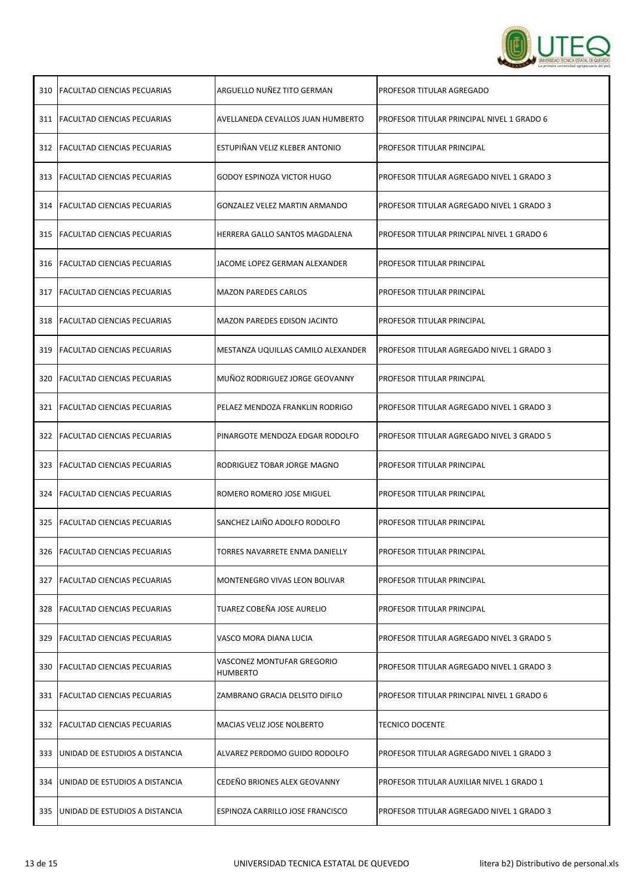| 310 | FACULTAD CIENCIAS PECUARIAS | ARGUELLO NUÑEZ TITO GERMAN | PROFESOR TITULAR AGREGADO |
|---|---|---|---|
| 311 | FACULTAD CIENCIAS PECUARIAS | AVELLANEDA CEVALLOS JUAN HUMBERTO | PROFESOR TITULAR PRINCIPAL NIVEL 1 GRADO 6 |
| 312 | FACULTAD CIENCIAS PECUARIAS | ESTUPIÑAN VELIZ KLEBER ANTONIO | PROFESOR TITULAR PRINCIPAL |
| 313 | FACULTAD CIENCIAS PECUARIAS | GODOY ESPINOZA VICTOR HUGO | PROFESOR TITULAR AGREGADO NIVEL 1 GRADO 3 |
| 314 | FACULTAD CIENCIAS PECUARIAS | GONZALEZ VELEZ MARTIN ARMANDO | PROFESOR TITULAR AGREGADO NIVEL 1 GRADO 3 |
| 315 | FACULTAD CIENCIAS PECUARIAS | HERRERA GALLO SANTOS MAGDALENA | PROFESOR TITULAR PRINCIPAL NIVEL 1 GRADO 6 |
| 316 | FACULTAD CIENCIAS PECUARIAS | JACOME LOPEZ GERMAN ALEXANDER | PROFESOR TITULAR PRINCIPAL |
| 317 | FACULTAD CIENCIAS PECUARIAS | MAZON PAREDES CARLOS | PROFESOR TITULAR PRINCIPAL |
| 318 | FACULTAD CIENCIAS PECUARIAS | MAZON PAREDES EDISON JACINTO | PROFESOR TITULAR PRINCIPAL |
| 319 | FACULTAD CIENCIAS PECUARIAS | MESTANZA UQUILLAS CAMILO ALEXANDER | PROFESOR TITULAR AGREGADO NIVEL 1 GRADO 3 |
| 320 | FACULTAD CIENCIAS PECUARIAS | MUÑOZ RODRIGUEZ JORGE GEOVANNY | PROFESOR TITULAR PRINCIPAL |
| 321 | FACULTAD CIENCIAS PECUARIAS | PELAEZ MENDOZA FRANKLIN RODRIGO | PROFESOR TITULAR AGREGADO NIVEL 1 GRADO 3 |
| 322 | FACULTAD CIENCIAS PECUARIAS | PINARGOTE MENDOZA EDGAR RODOLFO | PROFESOR TITULAR AGREGADO NIVEL 3 GRADO 5 |
| 323 | FACULTAD CIENCIAS PECUARIAS | RODRIGUEZ TOBAR JORGE MAGNO | PROFESOR TITULAR PRINCIPAL |
| 324 | FACULTAD CIENCIAS PECUARIAS | ROMERO ROMERO JOSE MIGUEL | PROFESOR TITULAR PRINCIPAL |
| 325 | FACULTAD CIENCIAS PECUARIAS | SANCHEZ LAIÑO ADOLFO RODOLFO | PROFESOR TITULAR PRINCIPAL |
| 326 | FACULTAD CIENCIAS PECUARIAS | TORRES NAVARRETE ENMA DANIELLY | PROFESOR TITULAR PRINCIPAL |
| 327 | FACULTAD CIENCIAS PECUARIAS | MONTENEGRO VIVAS LEON BOLIVAR | PROFESOR TITULAR PRINCIPAL |
| 328 | FACULTAD CIENCIAS PECUARIAS | TUAREZ COBEÑA JOSE AURELIO | PROFESOR TITULAR PRINCIPAL |
| 329 | FACULTAD CIENCIAS PECUARIAS | VASCO MORA DIANA LUCIA | PROFESOR TITULAR AGREGADO NIVEL 3 GRADO 5 |
| 330 | FACULTAD CIENCIAS PECUARIAS | VASCONEZ MONTUFAR GREGORIO HUMBERTO | PROFESOR TITULAR AGREGADO NIVEL 1 GRADO 3 |
| 331 | FACULTAD CIENCIAS PECUARIAS | ZAMBRANO GRACIA DELSITO DIFILO | PROFESOR TITULAR PRINCIPAL NIVEL 1 GRADO 6 |
| 332 | FACULTAD CIENCIAS PECUARIAS | MACIAS VELIZ JOSE NOLBERTO | TECNICO DOCENTE |
| 333 | UNIDAD DE ESTUDIOS A DISTANCIA | ALVAREZ PERDOMO GUIDO RODOLFO | PROFESOR TITULAR AGREGADO NIVEL 1 GRADO 3 |
| 334 | UNIDAD DE ESTUDIOS A DISTANCIA | CEDEÑO BRIONES ALEX GEOVANNY | PROFESOR TITULAR AUXILIAR NIVEL 1 GRADO 1 |
| 335 | UNIDAD DE ESTUDIOS A DISTANCIA | ESPINOZA CARRILLO JOSE FRANCISCO | PROFESOR TITULAR AGREGADO NIVEL 1 GRADO 3 |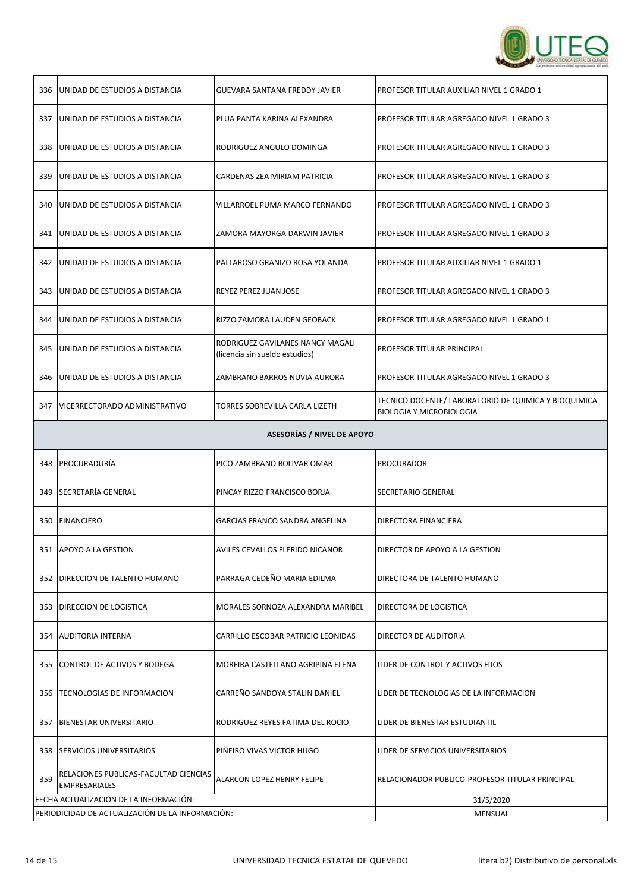| | | | |
|---|---|---|---|
| 336 | UNIDAD DE ESTUDIOS A DISTANCIA | GUEVARA SANTANA FREDDY JAVIER | PROFESOR TITULAR AUXILIAR NIVEL 1 GRADO 1 |
| 337 | UNIDAD DE ESTUDIOS A DISTANCIA | PLUA PANTA KARINA ALEXANDRA | PROFESOR TITULAR AGREGADO NIVEL 1 GRADO 3 |
| 338 | UNIDAD DE ESTUDIOS A DISTANCIA | RODRIGUEZ ANGULO DOMINGA | PROFESOR TITULAR AGREGADO NIVEL 1 GRADO 3 |
| 339 | UNIDAD DE ESTUDIOS A DISTANCIA | CARDENAS ZEA MIRIAM PATRICIA | PROFESOR TITULAR AGREGADO NIVEL 1 GRADO 3 |
| 340 | UNIDAD DE ESTUDIOS A DISTANCIA | VILLARROEL PUMA MARCO FERNANDO | PROFESOR TITULAR AGREGADO NIVEL 1 GRADO 3 |
| 341 | UNIDAD DE ESTUDIOS A DISTANCIA | ZAMORA MAYORGA DARWIN JAVIER | PROFESOR TITULAR AGREGADO NIVEL 1 GRADO 3 |
| 342 | UNIDAD DE ESTUDIOS A DISTANCIA | PALLAROSO GRANIZO ROSA YOLANDA | PROFESOR TITULAR AUXILIAR NIVEL 1 GRADO 1 |
| 343 | UNIDAD DE ESTUDIOS A DISTANCIA | REYEZ PEREZ JUAN JOSE | PROFESOR TITULAR AGREGADO NIVEL 1 GRADO 3 |
| 344 | UNIDAD DE ESTUDIOS A DISTANCIA | RIZZO ZAMORA LAUDEN GEOBACK | PROFESOR TITULAR AGREGADO NIVEL 1 GRADO 1 |
| 345 | UNIDAD DE ESTUDIOS A DISTANCIA | RODRIGUEZ GAVILANES NANCY MAGALI (licencia sin sueldo estudios) | PROFESOR TITULAR PRINCIPAL |
| 346 | UNIDAD DE ESTUDIOS A DISTANCIA | ZAMBRANO BARROS NUVIA AURORA | PROFESOR TITULAR AGREGADO NIVEL 1 GRADO 3 |
| 347 | VICERRECTORADO ADMINISTRATIVO | TORRES SOBREVILLA CARLA LIZETH | TECNICO DOCENTE/ LABORATORIO DE QUIMICA Y BIOQUIMICA-BIOLOGIA Y MICROBIOLOGIA |
| | **ASESORÍAS / NIVEL DE APOYO** | | |
| 348 | PROCURADURÍA | PICO ZAMBRANO BOLIVAR OMAR | PROCURADOR |
| 349 | SECRETARÍA GENERAL | PINCAY RIZZO FRANCISCO BORJA | SECRETARIO GENERAL |
| 350 | FINANCIERO | GARCIAS FRANCO SANDRA ANGELINA | DIRECTORA FINANCIERA |
| 351 | APOYO A LA GESTION | AVILES CEVALLOS FLERIDO NICANOR | DIRECTOR DE APOYO A LA GESTION |
| 352 | DIRECCION DE TALENTO HUMANO | PARRAGA CEDEÑO MARIA EDILMA | DIRECTORA DE TALENTO HUMANO |
| 353 | DIRECCION DE LOGISTICA | MORALES SORNOZA ALEXANDRA MARIBEL | DIRECTORA DE LOGISTICA |
| 354 | AUDITORIA INTERNA | CARRILLO ESCOBAR PATRICIO LEONIDAS | DIRECTOR DE AUDITORIA |
| 355 | CONTROL DE ACTIVOS Y BODEGA | MOREIRA CASTELLANO AGRIPINA ELENA | LIDER DE CONTROL Y ACTIVOS FIJOS |
| 356 | TECNOLOGIAS DE INFORMACION | CARREÑO SANDOYA STALIN DANIEL | LIDER DE TECNOLOGIAS DE LA INFORMACION |
| 357 | BIENESTAR UNIVERSITARIO | RODRIGUEZ REYES FATIMA DEL ROCIO | LIDER DE BIENESTAR ESTUDIANTIL |
| 358 | SERVICIOS UNIVERSITARIOS | PIÑEIRO VIVAS VICTOR HUGO | LIDER DE SERVICIOS UNIVERSITARIOS |
| 359 | RELACIONES PUBLICAS-FACULTAD CIENCIAS EMPRESARIALES | ALARCON LOPEZ HENRY FELIPE | RELACIONADOR PUBLICO-PROFESOR TITULAR PRINCIPAL |
| FECHA ACTUALIZACIÓN DE LA INFORMACIÓN: | | | 31/5/2020 |
| PERIODICIDAD DE ACTUALIZACIÓN DE LA INFORMACIÓN: | | | MENSUAL |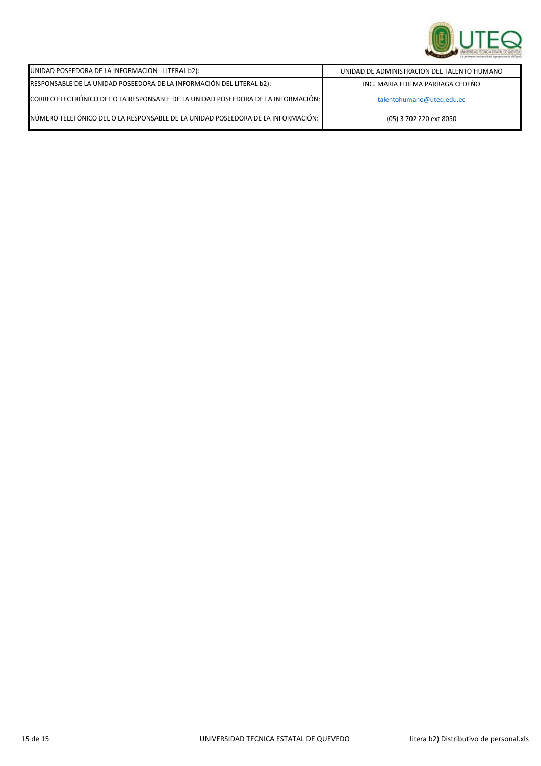| | |
|---|---|
| UNIDAD POSEEDORA DE LA INFORMACION - LITERAL b2): | UNIDAD DE ADMINISTRACION DEL TALENTO HUMANO |
| RESPONSABLE DE LA UNIDAD POSEEDORA DE LA INFORMACIÓN DEL LITERAL b2): | ING. MARIA EDILMA PARRAGA CEDEÑO |
| CORREO ELECTRÓNICO DEL O LA RESPONSABLE DE LA UNIDAD POSEEDORA DE LA INFORMACIÓN: | talentohumano@uteq.edu.ec |
| NÚMERO TELEFÓNICO DEL O LA RESPONSABLE DE LA UNIDAD POSEEDORA DE LA INFORMACIÓN: | (05) 3 702 220 ext 8050 |